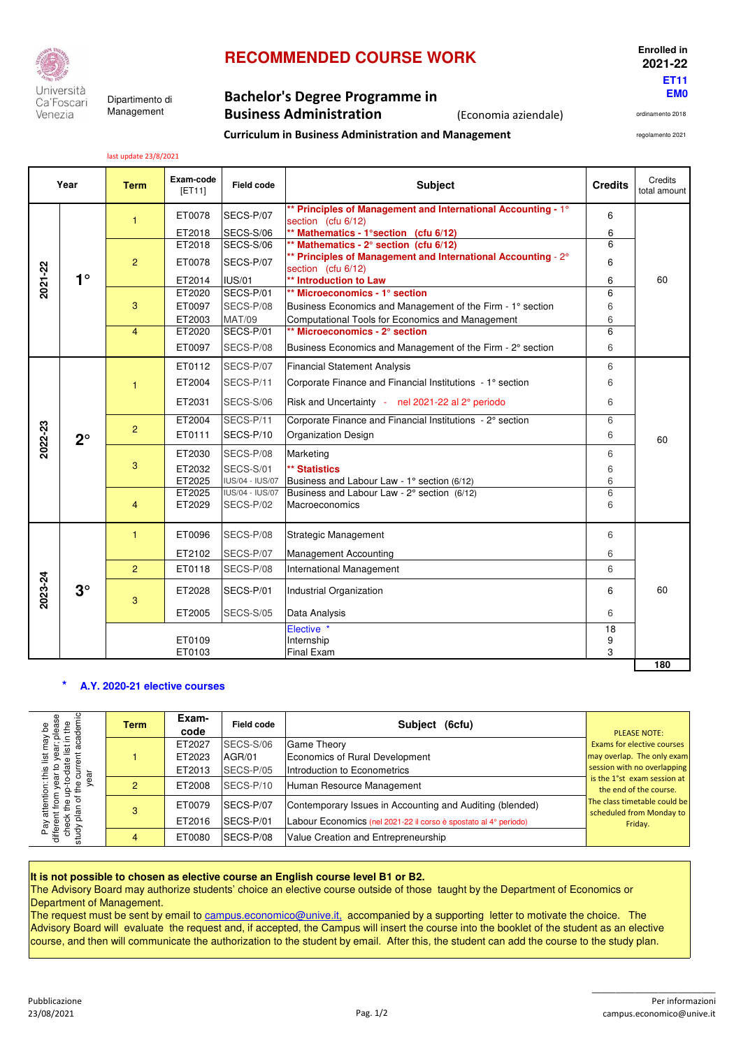Università Ca'Foscari Venezia

Dipartimento di Management

# RECOMMENDED COURSE WORK

Enrolled in **2021-22**

**ET11**
**EM0**

## Bachelor's Degree Programme in Business Administration (Economia aziendale)

ordinamento 2018

### Curriculum in Business Administration and Management

regolamento 2021

last update 23/8/2021

| Year | | Term | Exam-code [ET11] | Field code | Subject | Credits | Credits total amount |
|---|---|---|---|---|---|---|---|
| 2021-22 | 1° | 1 | ET0078 | SECS-P/07 | ** Principles of Management and International Accounting - 1° section (cfu 6/12) | 6 | 60 |
| | | | ET2018 | SECS-S/06 | ** Mathematics - 1°section (cfu 6/12) | 6 | |
| | | 2 | ET2018 | SECS-S/06 | ** Mathematics - 2° section (cfu 6/12) | 6 | |
| | | | ET0078 | SECS-P/07 | ** Principles of Management and International Accounting - 2° section (cfu 6/12) | 6 | |
| | | | ET2014 | IUS/01 | ** Introduction to Law | 6 | |
| | | 3 | ET2020 | SECS-P/01 | ** Microeconomics - 1° section | 6 | |
| | | | ET0097 | SECS-P/08 | Business Economics and Management of the Firm - 1° section | 6 | |
| | | | ET2003 | MAT/09 | Computational Tools for Economics and Management | 6 | |
| | | 4 | ET2020 | SECS-P/01 | ** Microeconomics - 2° section | 6 | |
| | | | ET0097 | SECS-P/08 | Business Economics and Management of the Firm - 2° section | 6 | |
| 2022-23 | 2° | 1 | ET0112 | SECS-P/07 | Financial Statement Analysis | 6 | 60 |
| | | | ET2004 | SECS-P/11 | Corporate Finance and Financial Institutions - 1° section | 6 | |
| | | | ET2031 | SECS-S/06 | Risk and Uncertainty - nel 2021-22 al 2° periodo | 6 | |
| | | 2 | ET2004 | SECS-P/11 | Corporate Finance and Financial Institutions - 2° section | 6 | |
| | | | ET0111 | SECS-P/10 | Organization Design | 6 | |
| | | 3 | ET2030 | SECS-P/08 | Marketing | 6 | |
| | | | ET2032 | SECS-S/01 | ** Statistics | 6 | |
| | | | ET2025 | IUS/04 - IUS/07 | Business and Labour Law - 1° section (6/12) | 6 | |
| | | 4 | ET2025 | IUS/04 - IUS/07 | Business and Labour Law - 2° section (6/12) | 6 | |
| | | | ET2029 | SECS-P/02 | Macroeconomics | 6 | |
| 2023-24 | 3° | 1 | ET0096 | SECS-P/08 | Strategic Management | 6 | 60 |
| | | | ET2102 | SECS-P/07 | Management Accounting | 6 | |
| | | 2 | ET0118 | SECS-P/08 | International Management | 6 | |
| | | 3 | ET2028 | SECS-P/01 | Industrial Organization | 6 | |
| | | | ET2005 | SECS-S/05 | Data Analysis | 6 | |
| | | | | | Elective * | 18 | |
| | | | ET0109 | | Internship | 9 | |
| | | | ET0103 | | Final Exam | 3 | |
| | | | | | | | 180 |

**\* A.Y. 2020-21 elective courses**

| Pay attention: this list may be different from year to year; please check the up-to-date list in the study plan of the current academic year | Term | Exam-code | Field code | Subject (6cfu) | |
|---|---|---|---|---|---|
| | 1 | ET2027 | SECS-S/06 | Game Theory | PLEASE NOTE: Exams for elective courses may overlap. The only exam session with no overlapping is the 1°st exam session at the end of the course. The class timetable could be scheduled from Monday to Friday. |
| | | ET2023 | AGR/01 | Economics of Rural Development | |
| | | ET2013 | SECS-P/05 | Introduction to Econometrics | |
| | 2 | ET2008 | SECS-P/10 | Human Resource Management | |
| | 3 | ET0079 | SECS-P/07 | Contemporary Issues in Accounting and Auditing (blended) | |
| | | ET2016 | SECS-P/01 | Labour Economics (nel 2021-22 il corso è spostato al 4° periodo) | |
| | 4 | ET0080 | SECS-P/08 | Value Creation and Entrepreneurship | |

**It is not possible to chosen as elective course an English course level B1 or B2.**

The Advisory Board may authorize students' choice an elective course outside of those taught by the Department of Economics or Department of Management.

The request must be sent by email to campus.economico@unive.it, accompanied by a supporting letter to motivate the choice. The Advisory Board will evaluate the request and, if accepted, the Campus will insert the course into the booklet of the student as an elective course, and then will communicate the authorization to the student by email. After this, the student can add the course to the study plan.

Pubblicazione 23/08/2021

Per informazioni campus.economico@unive.it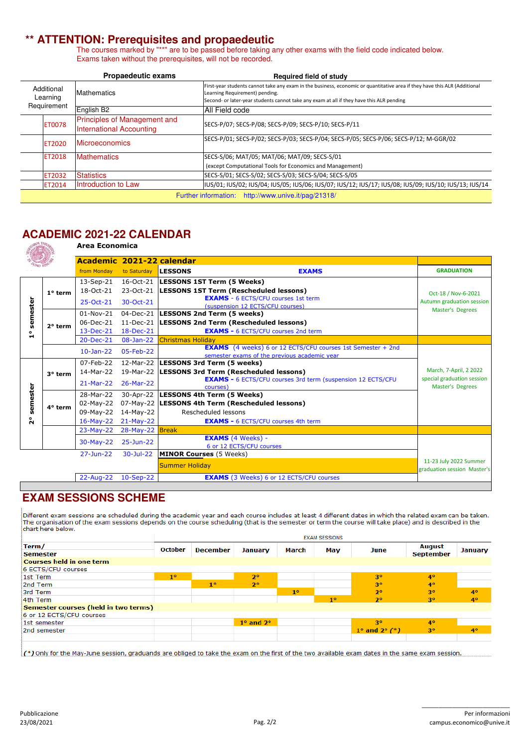## ** ATTENTION: Prerequisites and propaedeutic

The courses marked by "**" are to be passed before taking any other exams with the field code indicated below.
Exams taken without the prerequisites, will not be recorded.

| | | Propaedeutic exams | Required field of study |
|---|---|---|---|
| Additional Learning Requirement | | Mathematics | First-year students cannot take any exam in the business, economic or quantitative area if they have this ALR (Additional Learning Requirement) pending. Second- or later-year students cannot take any exam at all if they have this ALR pending |
| | | English B2 | All Field code |
| | ET0078 | Principles of Management and International Accounting | SECS-P/07; SECS-P/08; SECS-P/09; SECS-P/10; SECS-P/11 |
| | ET2020 | Microeconomics | SECS-P/01; SECS-P/02; SECS-P/03; SECS-P/04; SECS-P/05; SECS-P/06; SECS-P/12; M-GGR/02 |
| | ET2018 | Mathematics | SECS-S/06; MAT/05; MAT/06; MAT/09; SECS-S/01 (except Computational Tools for Economics and Management) |
| | ET2032 | Statistics | SECS-S/01; SECS-S/02; SECS-S/03; SECS-S/04; SECS-S/05 |
| | ET2014 | Introduction to Law | IUS/01; IUS/02; IUS/04; IUS/05; IUS/06; IUS/07; IUS/12; IUS/17; IUS/08; IUS/09; IUS/10; IUS/13; IUS/14 |

Further information: http://www.unive.it/pag/21318/

## ACADEMIC 2021-22 CALENDAR

**Area Economica**

| Semester | Term | from Monday | to Saturday | LESSONS / EXAMS | GRADUATION |
|---|---|---|---|---|---|
| 1° semester | 1° term | 13-Sep-21 | 16-Oct-21 | **LESSONS 1ST Term (5 Weeks)** | Oct-18 / Nov-6-2021 Autumn graduation session Master's Degrees |
| | | 18-Oct-21 | 23-Oct-21 | **LESSONS 1ST Term (Rescheduled lessons)** | |
| | | 25-Oct-21 | 30-Oct-21 | **EXAMS** - 6 ECTS/CFU courses 1st term (suspension 12 ECTS/CFU courses) | |
| | 2° term | 01-Nov-21 | 04-Dec-21 | **LESSONS 2nd Term (5 weeks)** | |
| | | 06-Dec-21 | 11-Dec-21 | **LESSONS 2nd Term (Rescheduled lessons)** | |
| | | 13-Dec-21 | 18-Dec-21 | **EXAMS** - 6 ECTS/CFU courses 2nd term | |
| | | 20-Dec-21 | 08-Jan-22 | Christmas Holiday | |
| | | 10-Jan-22 | 05-Feb-22 | **EXAMS** (4 weeks) 6 or 12 ECTS/CFU courses 1st Semester + 2nd semester exams of the previous academic year | March, 7-April, 2 2022 special graduation session Master's Degrees |
| 2° semester | 3° term | 07-Feb-22 | 12-Mar-22 | **LESSONS 3rd Term (5 weeks)** | |
| | | 14-Mar-22 | 19-Mar-22 | **LESSONS 3rd Term (Rescheduled lessons)** | |
| | | 21-Mar-22 | 26-Mar-22 | **EXAMS** - 6 ECTS/CFU courses 3rd term (suspension 12 ECTS/CFU courses) | |
| | 4° term | 28-Mar-22 | 30-Apr-22 | **LESSONS 4th Term (5 Weeks)** | |
| | | 02-May-22 | 07-May-22 | **LESSONS 4th Term (Rescheduled lessons)** | |
| | | 09-May-22 | 14-May-22 | Rescheduled lessons | |
| | | 16-May-22 | 21-May-22 | **EXAMS** - 6 ECTS/CFU courses 4th term | |
| | | 23-May-22 | 28-May-22 | Break | |
| | | 30-May-22 | 25-Jun-22 | **EXAMS** (4 Weeks) - 6 or 12 ECTS/CFU courses | 11-23 July 2022 Summer graduation session Master's |
| | | 27-Jun-22 | 30-Jul-22 | **MINOR Courses** (5 Weeks) | |
| | | | | Summer Holiday | |
| | | 22-Aug-22 | 10-Sep-22 | **EXAMS** (3 Weeks) 6 or 12 ECTS/CFU courses | |

## EXAM SESSIONS SCHEME

Different exam sessions are scheduled during the academic year and each course includes at least 4 different dates in which the related exam can be taken. The organisation of the exam sessions depends on the course scheduling (that is the semester or term the course will take place) and is described in the chart here below.

| Term/ Semester | EXAM SESSIONS | | | | | | | |
|---|---|---|---|---|---|---|---|---|
| | October | December | January | March | May | June | August September | January |
| **Courses held in one term** | | | | | | | | |
| 6 ECTS/CFU courses | | | | | | | | |
| 1st Term | 1° | | 2° | | | 3° | 4° | |
| 2nd Term | | 1° | 2° | | | 3° | 4° | |
| 3rd Term | | | | 1° | | 2° | 3° | 4° |
| 4th Term | | | | | 1° | 2° | 3° | 4° |
| **Semester courses (held in two terms)** | | | | | | | | |
| 6 or 12 ECTS/CFU courses | | | | | | | | |
| 1st semester | | | 1° and 2° | | | 3° | 4° | |
| 2nd semester | | | | | | 1° and 2° (*) | 3° | 4° |

(*) Only for the May-June session, graduands are obliged to take the exam on the first of the two available exam dates in the same exam session.

Pubblicazione
23/08/2021

Per informazioni
campus.economico@unive.it